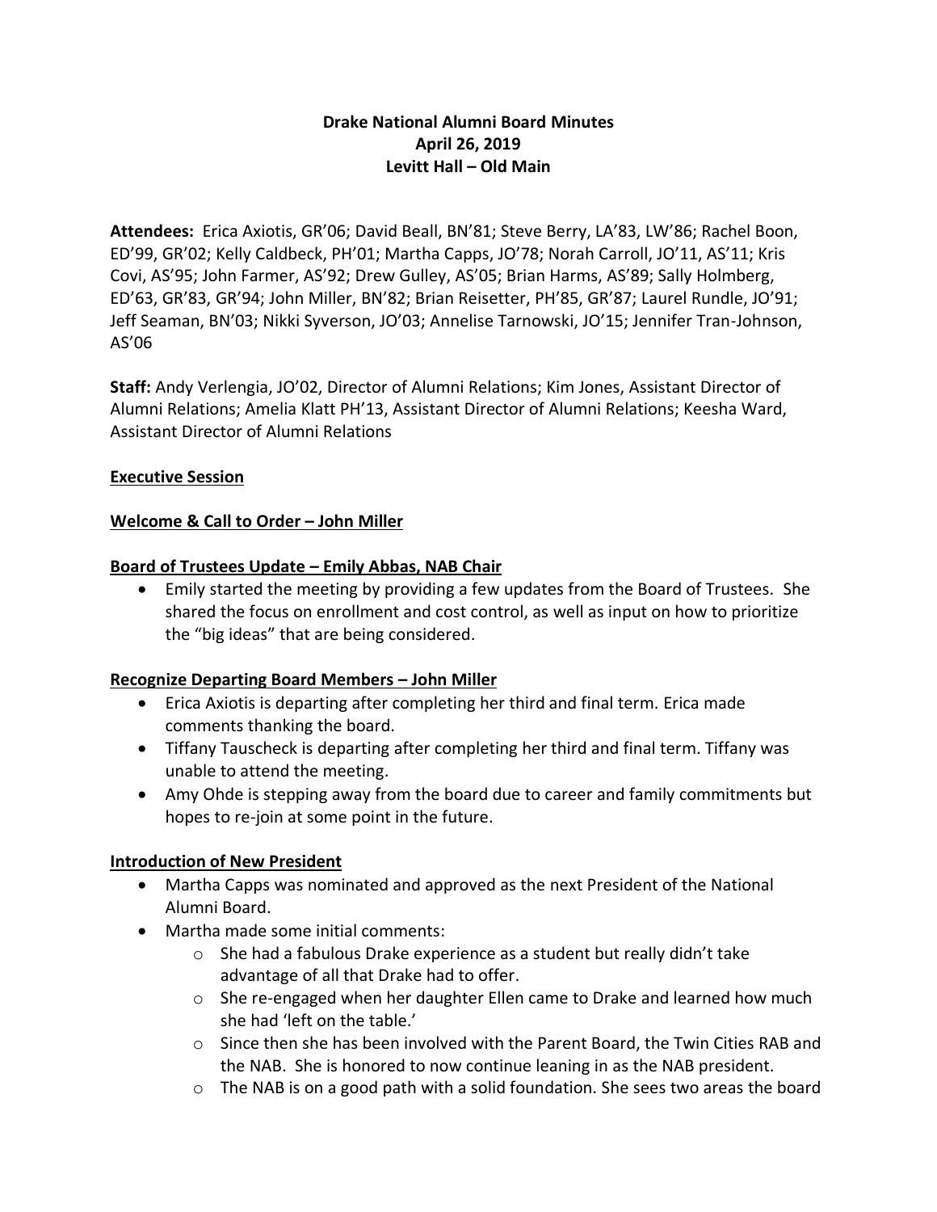**Drake National Alumni Board Minutes**
**April 26, 2019**
**Levitt Hall – Old Main**

**Attendees:** Erica Axiotis, GR'06; David Beall, BN'81; Steve Berry, LA'83, LW'86; Rachel Boon, ED'99, GR'02; Kelly Caldbeck, PH'01; Martha Capps, JO'78; Norah Carroll, JO'11, AS'11; Kris Covi, AS'95; John Farmer, AS'92; Drew Gulley, AS'05; Brian Harms, AS'89; Sally Holmberg, ED'63, GR'83, GR'94; John Miller, BN'82; Brian Reisetter, PH'85, GR'87; Laurel Rundle, JO'91; Jeff Seaman, BN'03; Nikki Syverson, JO'03; Annelise Tarnowski, JO'15; Jennifer Tran-Johnson, AS'06

**Staff:** Andy Verlengia, JO'02, Director of Alumni Relations; Kim Jones, Assistant Director of Alumni Relations; Amelia Klatt PH'13, Assistant Director of Alumni Relations; Keesha Ward, Assistant Director of Alumni Relations

**Executive Session**

**Welcome & Call to Order – John Miller**

**Board of Trustees Update – Emily Abbas, NAB Chair**

- Emily started the meeting by providing a few updates from the Board of Trustees. She shared the focus on enrollment and cost control, as well as input on how to prioritize the "big ideas" that are being considered.

**Recognize Departing Board Members – John Miller**

- Erica Axiotis is departing after completing her third and final term. Erica made comments thanking the board.
- Tiffany Tauscheck is departing after completing her third and final term. Tiffany was unable to attend the meeting.
- Amy Ohde is stepping away from the board due to career and family commitments but hopes to re-join at some point in the future.

**Introduction of New President**

- Martha Capps was nominated and approved as the next President of the National Alumni Board.
- Martha made some initial comments:
  - She had a fabulous Drake experience as a student but really didn't take advantage of all that Drake had to offer.
  - She re-engaged when her daughter Ellen came to Drake and learned how much she had 'left on the table.'
  - Since then she has been involved with the Parent Board, the Twin Cities RAB and the NAB. She is honored to now continue leaning in as the NAB president.
  - The NAB is on a good path with a solid foundation. She sees two areas the board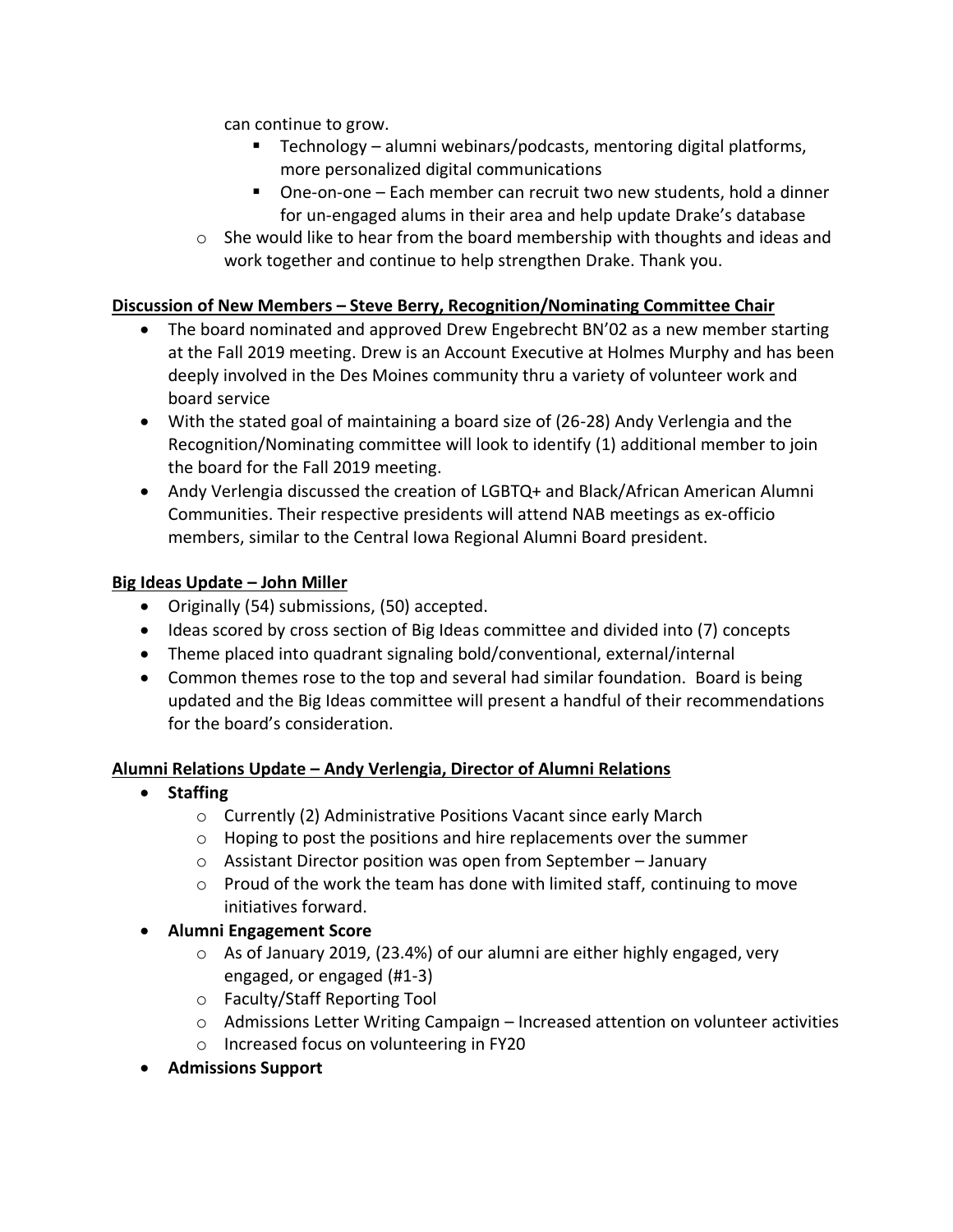can continue to grow.

        - Technology – alumni webinars/podcasts, mentoring digital platforms, more personalized digital communications
        - One-on-one – Each member can recruit two new students, hold a dinner for un-engaged alums in their area and help update Drake's database
    - She would like to hear from the board membership with thoughts and ideas and work together and continue to help strengthen Drake. Thank you.

**Discussion of New Members – Steve Berry, Recognition/Nominating Committee Chair**

- The board nominated and approved Drew Engebrecht BN'02 as a new member starting at the Fall 2019 meeting. Drew is an Account Executive at Holmes Murphy and has been deeply involved in the Des Moines community thru a variety of volunteer work and board service
- With the stated goal of maintaining a board size of (26-28) Andy Verlengia and the Recognition/Nominating committee will look to identify (1) additional member to join the board for the Fall 2019 meeting.
- Andy Verlengia discussed the creation of LGBTQ+ and Black/African American Alumni Communities. Their respective presidents will attend NAB meetings as ex-officio members, similar to the Central Iowa Regional Alumni Board president.

**Big Ideas Update – John Miller**

- Originally (54) submissions, (50) accepted.
- Ideas scored by cross section of Big Ideas committee and divided into (7) concepts
- Theme placed into quadrant signaling bold/conventional, external/internal
- Common themes rose to the top and several had similar foundation. Board is being updated and the Big Ideas committee will present a handful of their recommendations for the board's consideration.

**Alumni Relations Update – Andy Verlengia, Director of Alumni Relations**

- **Staffing**
    - Currently (2) Administrative Positions Vacant since early March
    - Hoping to post the positions and hire replacements over the summer
    - Assistant Director position was open from September – January
    - Proud of the work the team has done with limited staff, continuing to move initiatives forward.
- **Alumni Engagement Score**
    - As of January 2019, (23.4%) of our alumni are either highly engaged, very engaged, or engaged (#1-3)
    - Faculty/Staff Reporting Tool
    - Admissions Letter Writing Campaign – Increased attention on volunteer activities
    - Increased focus on volunteering in FY20
- **Admissions Support**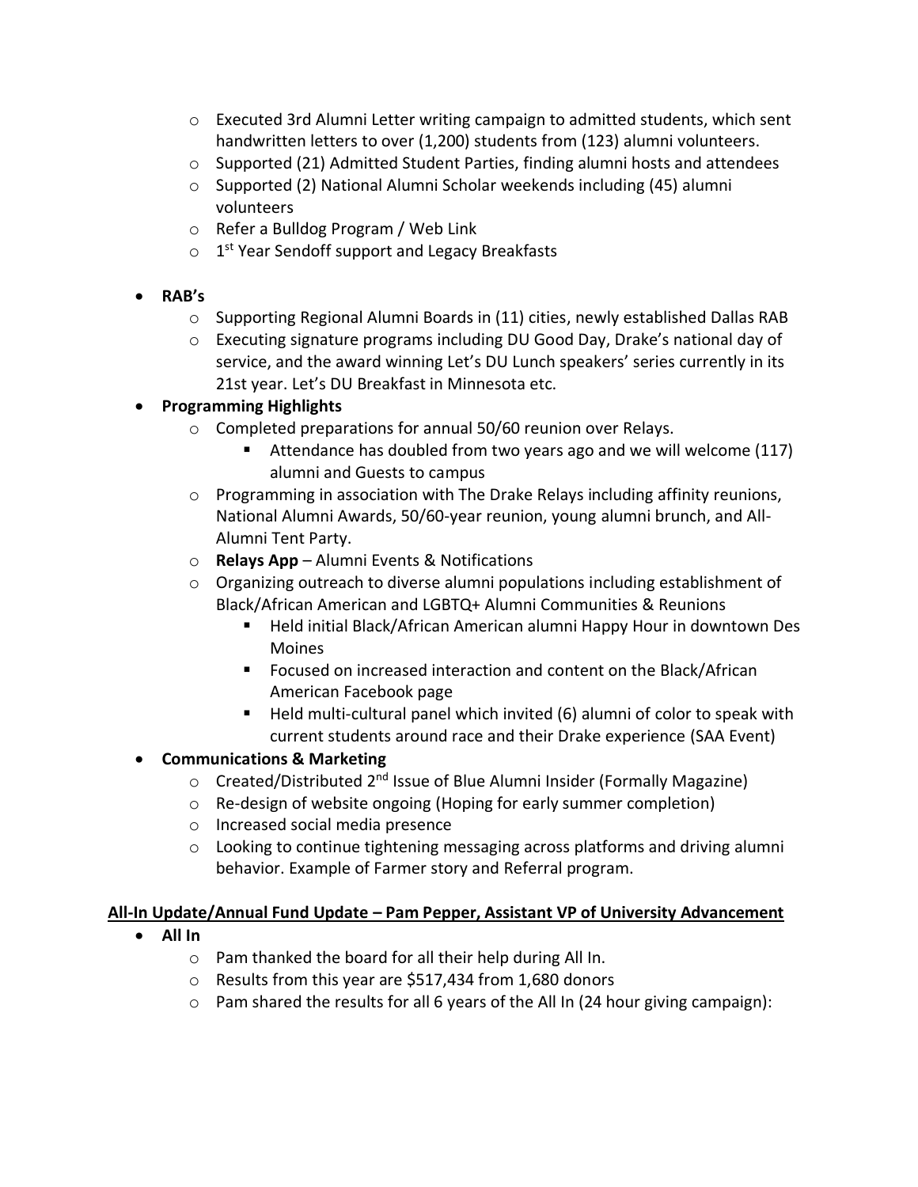- Executed 3rd Alumni Letter writing campaign to admitted students, which sent handwritten letters to over (1,200) students from (123) alumni volunteers.
  - Supported (21) Admitted Student Parties, finding alumni hosts and attendees
  - Supported (2) National Alumni Scholar weekends including (45) alumni volunteers
  - Refer a Bulldog Program / Web Link
  - 1st Year Sendoff support and Legacy Breakfasts

- **RAB's**
  - Supporting Regional Alumni Boards in (11) cities, newly established Dallas RAB
  - Executing signature programs including DU Good Day, Drake's national day of service, and the award winning Let's DU Lunch speakers' series currently in its 21st year. Let's DU Breakfast in Minnesota etc.
- **Programming Highlights**
  - Completed preparations for annual 50/60 reunion over Relays.
    - Attendance has doubled from two years ago and we will welcome (117) alumni and Guests to campus
  - Programming in association with The Drake Relays including affinity reunions, National Alumni Awards, 50/60-year reunion, young alumni brunch, and All-Alumni Tent Party.
  - **Relays App** – Alumni Events & Notifications
  - Organizing outreach to diverse alumni populations including establishment of Black/African American and LGBTQ+ Alumni Communities & Reunions
    - Held initial Black/African American alumni Happy Hour in downtown Des Moines
    - Focused on increased interaction and content on the Black/African American Facebook page
    - Held multi-cultural panel which invited (6) alumni of color to speak with current students around race and their Drake experience (SAA Event)
- **Communications & Marketing**
  - Created/Distributed 2nd Issue of Blue Alumni Insider (Formally Magazine)
  - Re-design of website ongoing (Hoping for early summer completion)
  - Increased social media presence
  - Looking to continue tightening messaging across platforms and driving alumni behavior. Example of Farmer story and Referral program.

**All-In Update/Annual Fund Update – Pam Pepper, Assistant VP of University Advancement**

- **All In**
  - Pam thanked the board for all their help during All In.
  - Results from this year are $517,434 from 1,680 donors
  - Pam shared the results for all 6 years of the All In (24 hour giving campaign):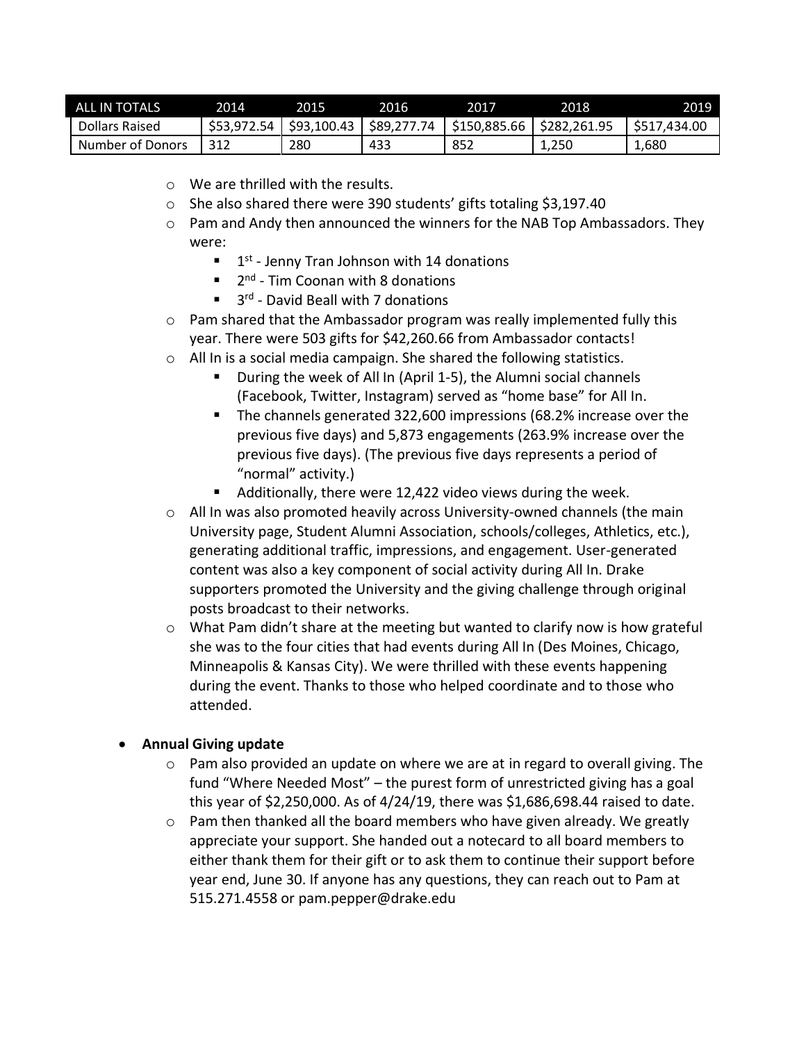| ALL IN TOTALS | 2014 | 2015 | 2016 | 2017 | 2018 | 2019 |
|---|---|---|---|---|---|---|
| Dollars Raised | $53,972.54 | $93,100.43 | $89,277.74 | $150,885.66 | $282,261.95 | $517,434.00 |
| Number of Donors | 312 | 280 | 433 | 852 | 1,250 | 1,680 |

- We are thrilled with the results.
- She also shared there were 390 students' gifts totaling $3,197.40
- Pam and Andy then announced the winners for the NAB Top Ambassadors. They were:
  - 1st - Jenny Tran Johnson with 14 donations
  - 2nd - Tim Coonan with 8 donations
  - 3rd - David Beall with 7 donations
- Pam shared that the Ambassador program was really implemented fully this year. There were 503 gifts for $42,260.66 from Ambassador contacts!
- All In is a social media campaign. She shared the following statistics.
  - During the week of All In (April 1-5), the Alumni social channels (Facebook, Twitter, Instagram) served as "home base" for All In.
  - The channels generated 322,600 impressions (68.2% increase over the previous five days) and 5,873 engagements (263.9% increase over the previous five days). (The previous five days represents a period of "normal" activity.)
  - Additionally, there were 12,422 video views during the week.
- All In was also promoted heavily across University-owned channels (the main University page, Student Alumni Association, schools/colleges, Athletics, etc.), generating additional traffic, impressions, and engagement. User-generated content was also a key component of social activity during All In. Drake supporters promoted the University and the giving challenge through original posts broadcast to their networks.
- What Pam didn't share at the meeting but wanted to clarify now is how grateful she was to the four cities that had events during All In (Des Moines, Chicago, Minneapolis & Kansas City). We were thrilled with these events happening during the event. Thanks to those who helped coordinate and to those who attended.

- **Annual Giving update**
  - Pam also provided an update on where we are at in regard to overall giving. The fund "Where Needed Most" – the purest form of unrestricted giving has a goal this year of $2,250,000. As of 4/24/19, there was $1,686,698.44 raised to date.
  - Pam then thanked all the board members who have given already. We greatly appreciate your support. She handed out a notecard to all board members to either thank them for their gift or to ask them to continue their support before year end, June 30. If anyone has any questions, they can reach out to Pam at 515.271.4558 or pam.pepper@drake.edu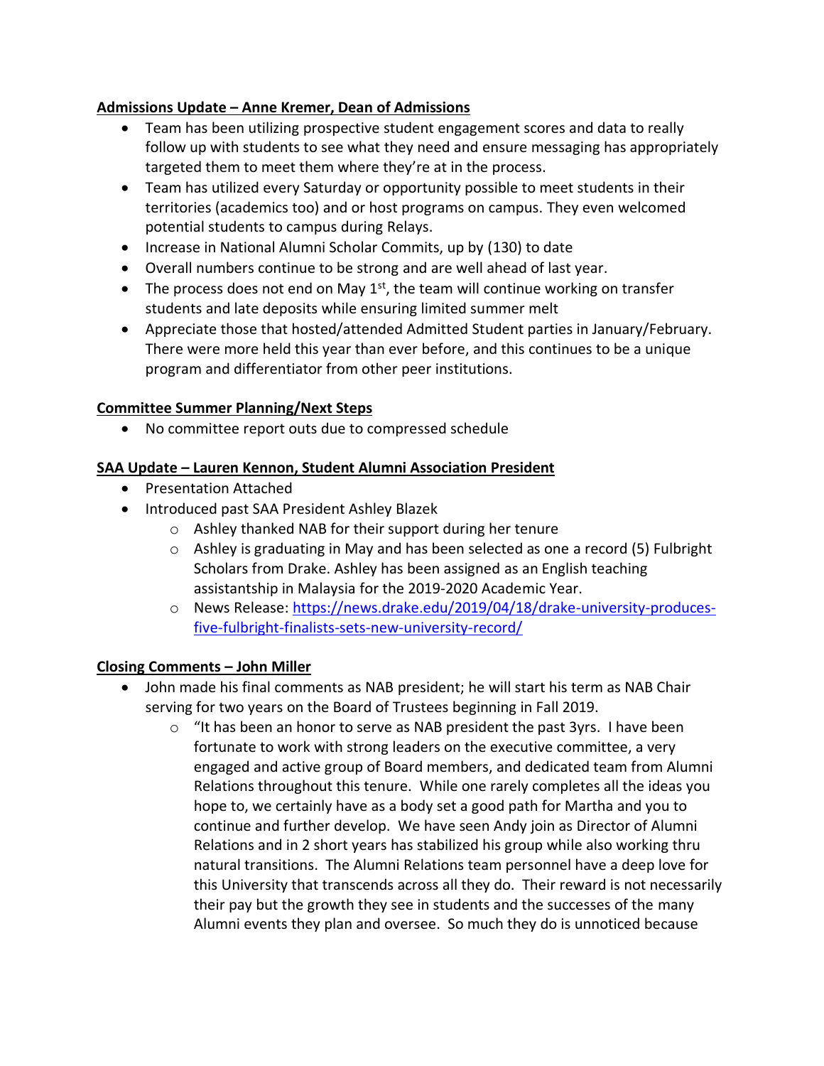**Admissions Update – Anne Kremer, Dean of Admissions**

- Team has been utilizing prospective student engagement scores and data to really follow up with students to see what they need and ensure messaging has appropriately targeted them to meet them where they're at in the process.
- Team has utilized every Saturday or opportunity possible to meet students in their territories (academics too) and or host programs on campus. They even welcomed potential students to campus during Relays.
- Increase in National Alumni Scholar Commits, up by (130) to date
- Overall numbers continue to be strong and are well ahead of last year.
- The process does not end on May 1st, the team will continue working on transfer students and late deposits while ensuring limited summer melt
- Appreciate those that hosted/attended Admitted Student parties in January/February. There were more held this year than ever before, and this continues to be a unique program and differentiator from other peer institutions.

**Committee Summer Planning/Next Steps**

- No committee report outs due to compressed schedule

**SAA Update – Lauren Kennon, Student Alumni Association President**

- Presentation Attached
- Introduced past SAA President Ashley Blazek
  - Ashley thanked NAB for their support during her tenure
  - Ashley is graduating in May and has been selected as one a record (5) Fulbright Scholars from Drake. Ashley has been assigned as an English teaching assistantship in Malaysia for the 2019-2020 Academic Year.
  - News Release: https://news.drake.edu/2019/04/18/drake-university-produces-five-fulbright-finalists-sets-new-university-record/

**Closing Comments – John Miller**

- John made his final comments as NAB president; he will start his term as NAB Chair serving for two years on the Board of Trustees beginning in Fall 2019.
  - "It has been an honor to serve as NAB president the past 3yrs. I have been fortunate to work with strong leaders on the executive committee, a very engaged and active group of Board members, and dedicated team from Alumni Relations throughout this tenure. While one rarely completes all the ideas you hope to, we certainly have as a body set a good path for Martha and you to continue and further develop. We have seen Andy join as Director of Alumni Relations and in 2 short years has stabilized his group while also working thru natural transitions. The Alumni Relations team personnel have a deep love for this University that transcends across all they do. Their reward is not necessarily their pay but the growth they see in students and the successes of the many Alumni events they plan and oversee. So much they do is unnoticed because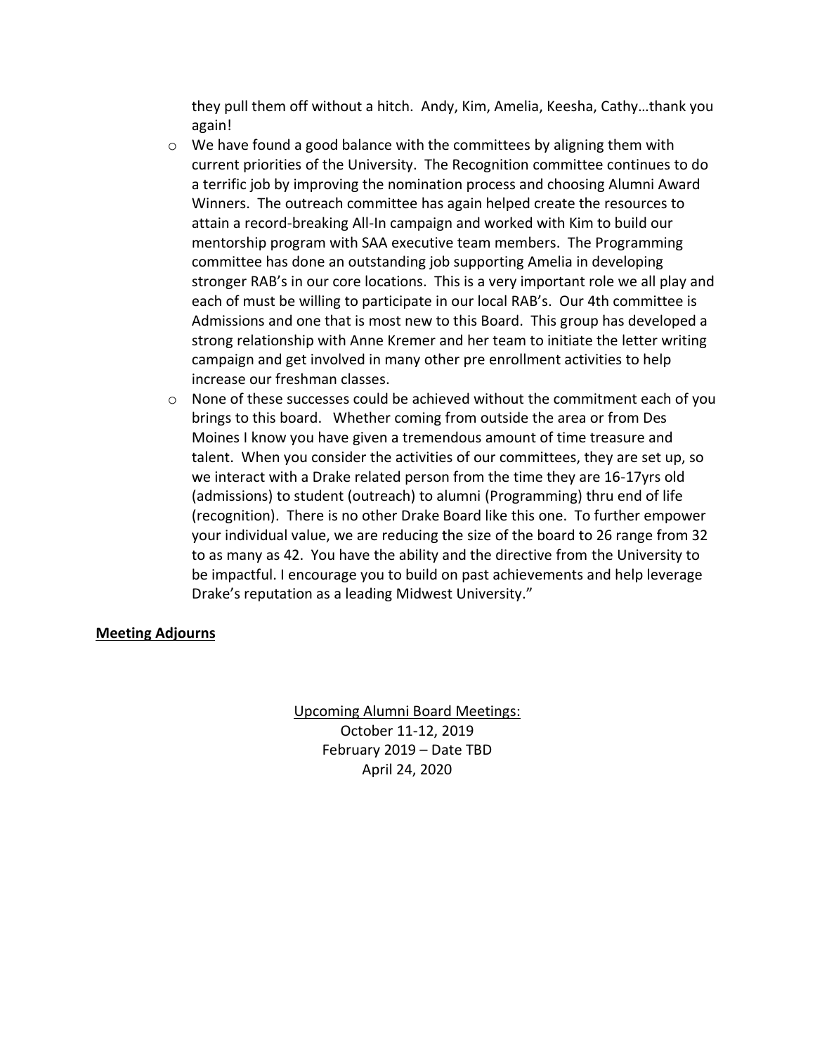they pull them off without a hitch. Andy, Kim, Amelia, Keesha, Cathy…thank you again!

- We have found a good balance with the committees by aligning them with current priorities of the University. The Recognition committee continues to do a terrific job by improving the nomination process and choosing Alumni Award Winners. The outreach committee has again helped create the resources to attain a record-breaking All-In campaign and worked with Kim to build our mentorship program with SAA executive team members. The Programming committee has done an outstanding job supporting Amelia in developing stronger RAB's in our core locations. This is a very important role we all play and each of must be willing to participate in our local RAB's. Our 4th committee is Admissions and one that is most new to this Board. This group has developed a strong relationship with Anne Kremer and her team to initiate the letter writing campaign and get involved in many other pre enrollment activities to help increase our freshman classes.
- None of these successes could be achieved without the commitment each of you brings to this board. Whether coming from outside the area or from Des Moines I know you have given a tremendous amount of time treasure and talent. When you consider the activities of our committees, they are set up, so we interact with a Drake related person from the time they are 16-17yrs old (admissions) to student (outreach) to alumni (Programming) thru end of life (recognition). There is no other Drake Board like this one. To further empower your individual value, we are reducing the size of the board to 26 range from 32 to as many as 42. You have the ability and the directive from the University to be impactful. I encourage you to build on past achievements and help leverage Drake's reputation as a leading Midwest University."

**Meeting Adjourns**

Upcoming Alumni Board Meetings:
October 11-12, 2019
February 2019 – Date TBD
April 24, 2020